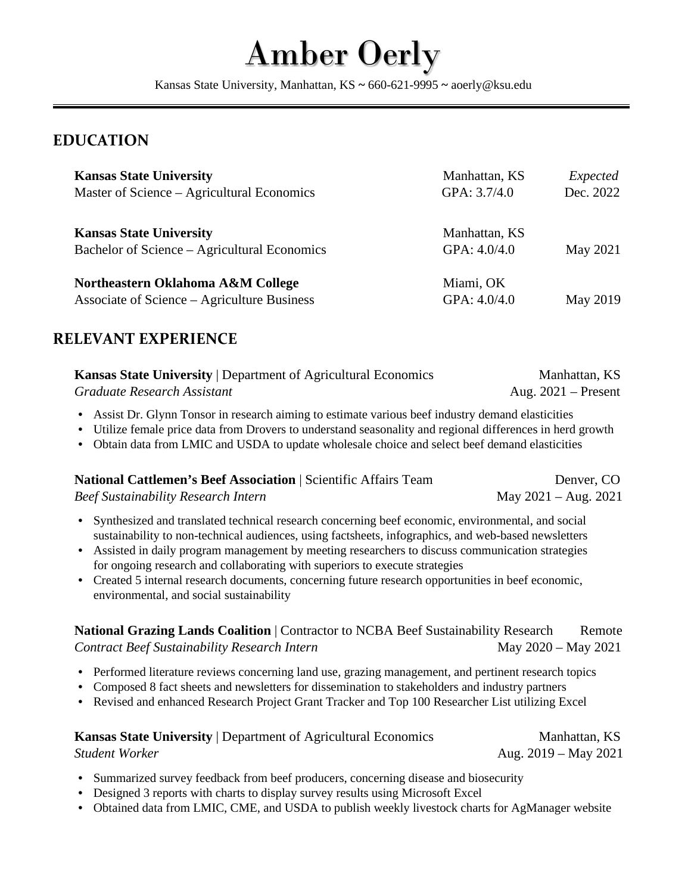# Amber Oerly

Kansas State University, Manhattan, KS ~ 660-621-9995 ~ aoerly@ksu.edu

## EDUCATION

**Kansas State University** — Manhattan, KS — *Expected*
Master of Science – Agricultural Economics — GPA: 3.7/4.0 — Dec. 2022

**Kansas State University** — Manhattan, KS
Bachelor of Science – Agricultural Economics — GPA: 4.0/4.0 — May 2021

**Northeastern Oklahoma A&M College** — Miami, OK
Associate of Science – Agriculture Business — GPA: 4.0/4.0 — May 2019

## RELEVANT EXPERIENCE

**Kansas State University** | Department of Agricultural Economics — Manhattan, KS
*Graduate Research Assistant* — Aug. 2021 – Present

- Assist Dr. Glynn Tonsor in research aiming to estimate various beef industry demand elasticities
- Utilize female price data from Drovers to understand seasonality and regional differences in herd growth
- Obtain data from LMIC and USDA to update wholesale choice and select beef demand elasticities

**National Cattlemen's Beef Association** | Scientific Affairs Team — Denver, CO
*Beef Sustainability Research Intern* — May 2021 – Aug. 2021

- Synthesized and translated technical research concerning beef economic, environmental, and social sustainability to non-technical audiences, using factsheets, infographics, and web-based newsletters
- Assisted in daily program management by meeting researchers to discuss communication strategies for ongoing research and collaborating with superiors to execute strategies
- Created 5 internal research documents, concerning future research opportunities in beef economic, environmental, and social sustainability

**National Grazing Lands Coalition** | Contractor to NCBA Beef Sustainability Research — Remote
*Contract Beef Sustainability Research Intern* — May 2020 – May 2021

- Performed literature reviews concerning land use, grazing management, and pertinent research topics
- Composed 8 fact sheets and newsletters for dissemination to stakeholders and industry partners
- Revised and enhanced Research Project Grant Tracker and Top 100 Researcher List utilizing Excel

**Kansas State University** | Department of Agricultural Economics — Manhattan, KS
*Student Worker* — Aug. 2019 – May 2021

- Summarized survey feedback from beef producers, concerning disease and biosecurity
- Designed 3 reports with charts to display survey results using Microsoft Excel
- Obtained data from LMIC, CME, and USDA to publish weekly livestock charts for AgManager website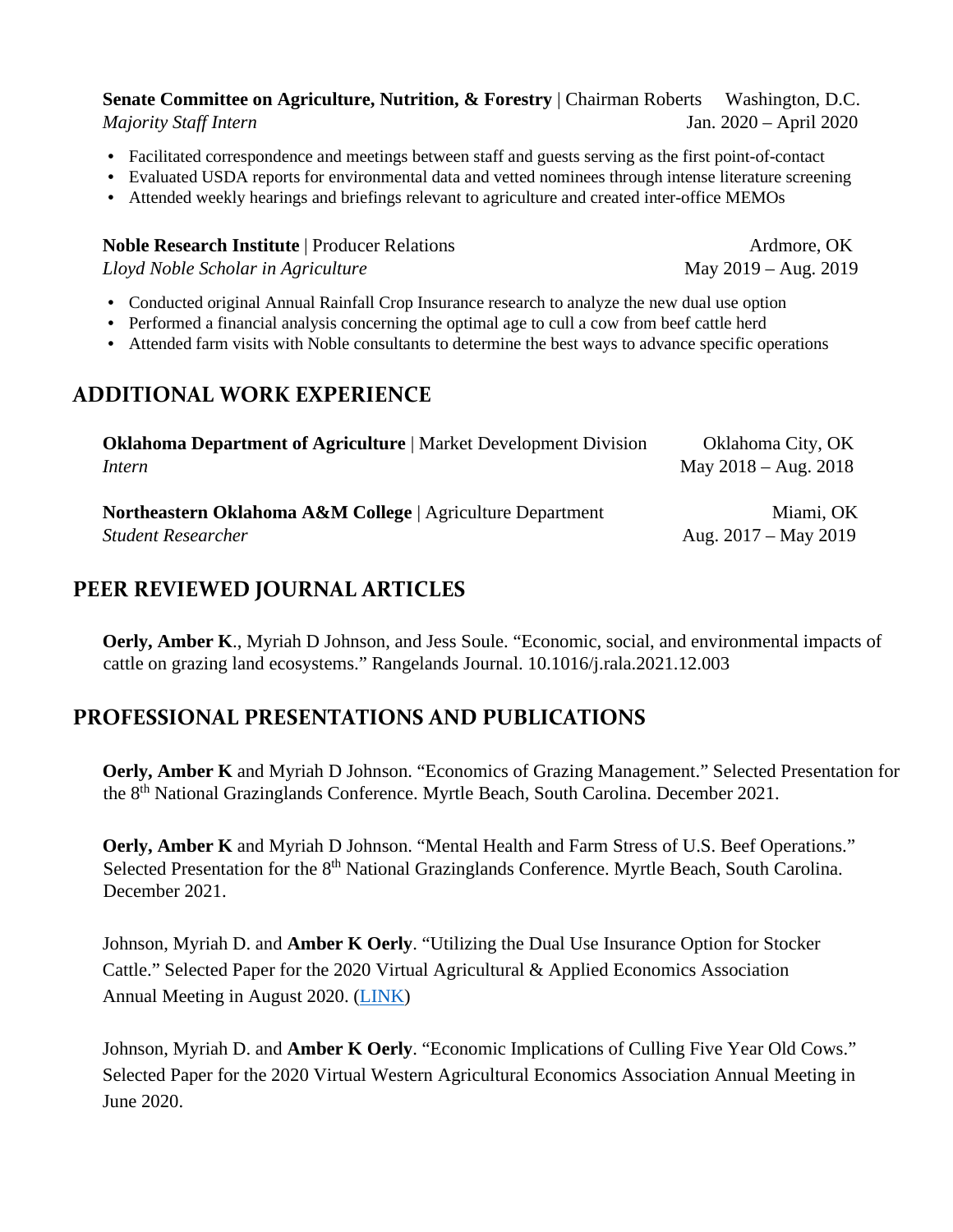**Senate Committee on Agriculture, Nutrition, & Forestry** | Chairman Roberts Washington, D.C.
*Majority Staff Intern* Jan. 2020 – April 2020

- Facilitated correspondence and meetings between staff and guests serving as the first point-of-contact
- Evaluated USDA reports for environmental data and vetted nominees through intense literature screening
- Attended weekly hearings and briefings relevant to agriculture and created inter-office MEMOs

**Noble Research Institute** | Producer Relations Ardmore, OK
*Lloyd Noble Scholar in Agriculture* May 2019 – Aug. 2019

- Conducted original Annual Rainfall Crop Insurance research to analyze the new dual use option
- Performed a financial analysis concerning the optimal age to cull a cow from beef cattle herd
- Attended farm visits with Noble consultants to determine the best ways to advance specific operations

## ADDITIONAL WORK EXPERIENCE

**Oklahoma Department of Agriculture** | Market Development Division Oklahoma City, OK
*Intern* May 2018 – Aug. 2018

**Northeastern Oklahoma A&M College** | Agriculture Department Miami, OK
*Student Researcher* Aug. 2017 – May 2019

## PEER REVIEWED JOURNAL ARTICLES

**Oerly, Amber K**., Myriah D Johnson, and Jess Soule. "Economic, social, and environmental impacts of cattle on grazing land ecosystems." Rangelands Journal. 10.1016/j.rala.2021.12.003

## PROFESSIONAL PRESENTATIONS AND PUBLICATIONS

**Oerly, Amber K** and Myriah D Johnson. "Economics of Grazing Management." Selected Presentation for the 8th National Grazinglands Conference. Myrtle Beach, South Carolina. December 2021.

**Oerly, Amber K** and Myriah D Johnson. "Mental Health and Farm Stress of U.S. Beef Operations." Selected Presentation for the 8th National Grazinglands Conference. Myrtle Beach, South Carolina. December 2021.

Johnson, Myriah D. and **Amber K Oerly**. "Utilizing the Dual Use Insurance Option for Stocker Cattle." Selected Paper for the 2020 Virtual Agricultural & Applied Economics Association Annual Meeting in August 2020. (LINK)

Johnson, Myriah D. and **Amber K Oerly**. "Economic Implications of Culling Five Year Old Cows." Selected Paper for the 2020 Virtual Western Agricultural Economics Association Annual Meeting in June 2020.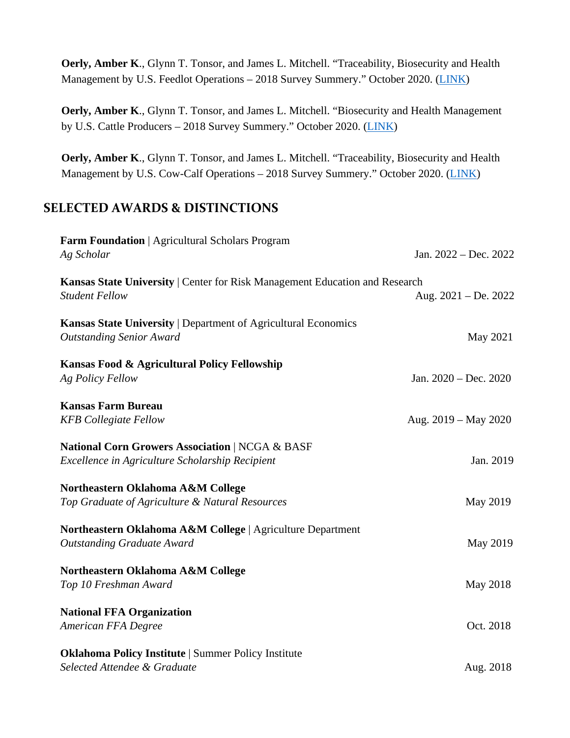**Oerly, Amber K**., Glynn T. Tonsor, and James L. Mitchell. "Traceability, Biosecurity and Health Management by U.S. Feedlot Operations – 2018 Survey Summery." October 2020. (LINK)

**Oerly, Amber K**., Glynn T. Tonsor, and James L. Mitchell. "Biosecurity and Health Management by U.S. Cattle Producers – 2018 Survey Summery." October 2020. (LINK)

**Oerly, Amber K**., Glynn T. Tonsor, and James L. Mitchell. "Traceability, Biosecurity and Health Management by U.S. Cow-Calf Operations – 2018 Survey Summery." October 2020. (LINK)

## SELECTED AWARDS & DISTINCTIONS

**Farm Foundation** | Agricultural Scholars Program
*Ag Scholar* — Jan. 2022 – Dec. 2022

**Kansas State University** | Center for Risk Management Education and Research
*Student Fellow* — Aug. 2021 – De. 2022

**Kansas State University** | Department of Agricultural Economics
*Outstanding Senior Award* — May 2021

**Kansas Food & Agricultural Policy Fellowship**
*Ag Policy Fellow* — Jan. 2020 – Dec. 2020

**Kansas Farm Bureau**
*KFB Collegiate Fellow* — Aug. 2019 – May 2020

**National Corn Growers Association** | NCGA & BASF
*Excellence in Agriculture Scholarship Recipient* — Jan. 2019

**Northeastern Oklahoma A&M College**
*Top Graduate of Agriculture & Natural Resources* — May 2019

**Northeastern Oklahoma A&M College** | Agriculture Department
*Outstanding Graduate Award* — May 2019

**Northeastern Oklahoma A&M College**
*Top 10 Freshman Award* — May 2018

**National FFA Organization**
*American FFA Degree* — Oct. 2018

**Oklahoma Policy Institute** | Summer Policy Institute
*Selected Attendee & Graduate* — Aug. 2018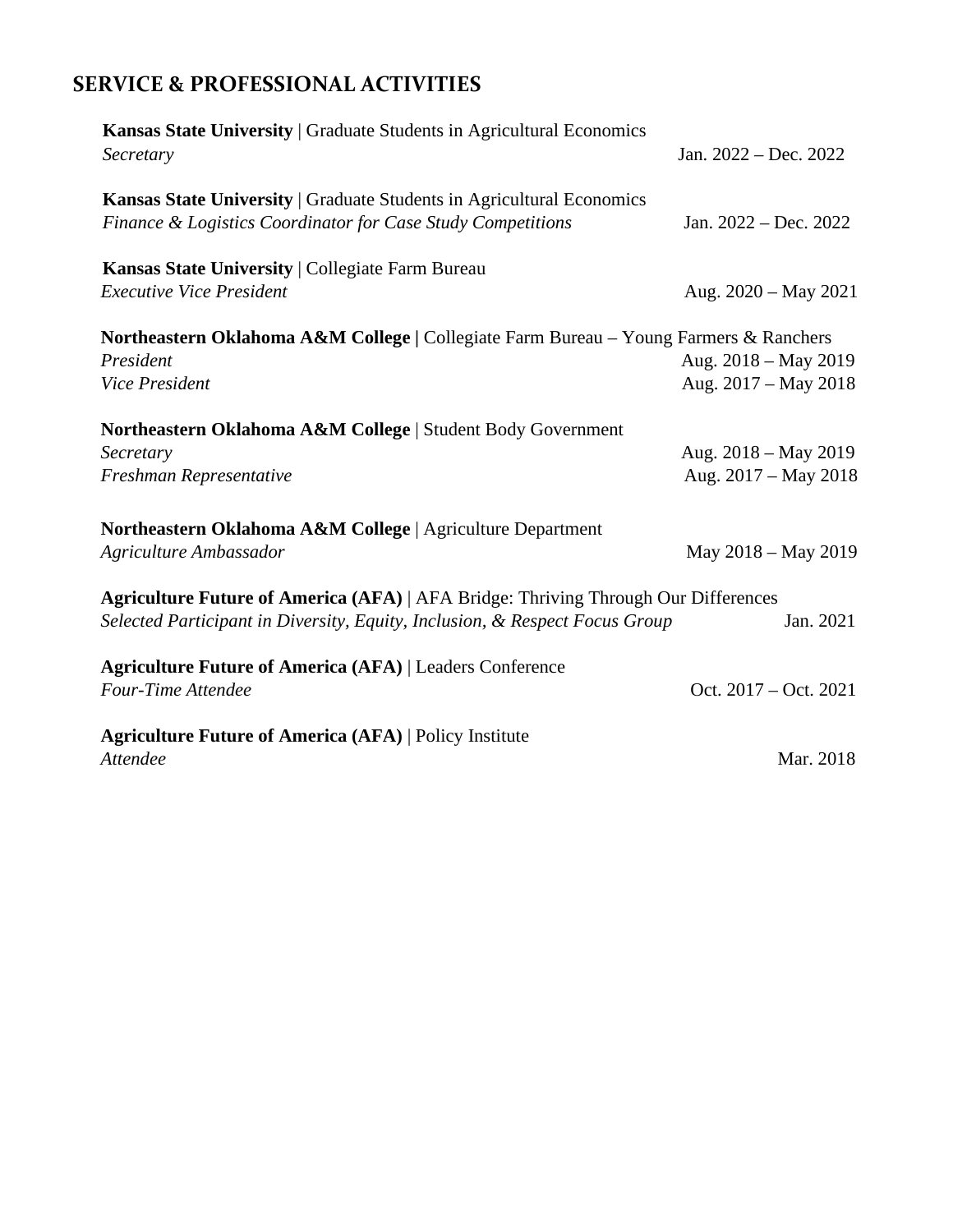## SERVICE & PROFESSIONAL ACTIVITIES

**Kansas State University** | Graduate Students in Agricultural Economics
*Secretary* Jan. 2022 – Dec. 2022

**Kansas State University** | Graduate Students in Agricultural Economics
*Finance & Logistics Coordinator for Case Study Competitions* Jan. 2022 – Dec. 2022

**Kansas State University** | Collegiate Farm Bureau
*Executive Vice President* Aug. 2020 – May 2021

**Northeastern Oklahoma A&M College |** Collegiate Farm Bureau – Young Farmers & Ranchers
*President* Aug. 2018 – May 2019
*Vice President* Aug. 2017 – May 2018

**Northeastern Oklahoma A&M College** | Student Body Government
*Secretary* Aug. 2018 – May 2019
*Freshman Representative* Aug. 2017 – May 2018

**Northeastern Oklahoma A&M College** | Agriculture Department
*Agriculture Ambassador* May 2018 – May 2019

**Agriculture Future of America (AFA)** | AFA Bridge: Thriving Through Our Differences
*Selected Participant in Diversity, Equity, Inclusion, & Respect Focus Group* Jan. 2021

**Agriculture Future of America (AFA)** | Leaders Conference
*Four-Time Attendee* Oct. 2017 – Oct. 2021

**Agriculture Future of America (AFA)** | Policy Institute
*Attendee* Mar. 2018